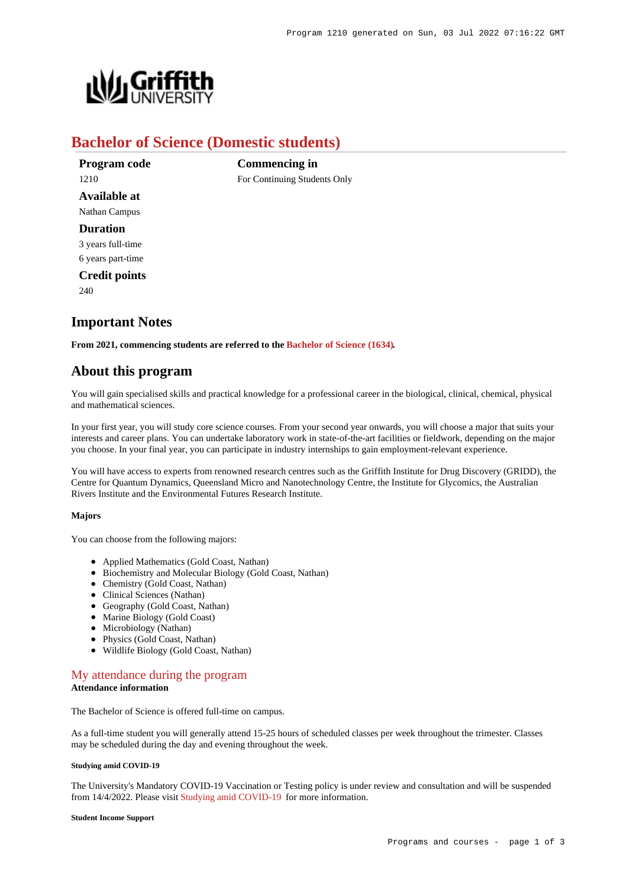# Bachelor of Science (Domestic students)

**Program code**
1210

**Available at**
Nathan Campus

**Duration**
3 years full-time
6 years part-time

**Credit points**
240

**Commencing in**
For Continuing Students Only

## Important Notes

**From 2021, commencing students are referred to the Bachelor of Science (1634).**

## About this program

You will gain specialised skills and practical knowledge for a professional career in the biological, clinical, chemical, physical and mathematical sciences.

In your first year, you will study core science courses. From your second year onwards, you will choose a major that suits your interests and career plans. You can undertake laboratory work in state-of-the-art facilities or fieldwork, depending on the major you choose. In your final year, you can participate in industry internships to gain employment-relevant experience.

You will have access to experts from renowned research centres such as the Griffith Institute for Drug Discovery (GRIDD), the Centre for Quantum Dynamics, Queensland Micro and Nanotechnology Centre, the Institute for Glycomics, the Australian Rivers Institute and the Environmental Futures Research Institute.

#### Majors

You can choose from the following majors:

- Applied Mathematics (Gold Coast, Nathan)
- Biochemistry and Molecular Biology (Gold Coast, Nathan)
- Chemistry (Gold Coast, Nathan)
- Clinical Sciences (Nathan)
- Geography (Gold Coast, Nathan)
- Marine Biology (Gold Coast)
- Microbiology (Nathan)
- Physics (Gold Coast, Nathan)
- Wildlife Biology (Gold Coast, Nathan)

## My attendance during the program

**Attendance information**

The Bachelor of Science is offered full-time on campus.

As a full-time student you will generally attend 15-25 hours of scheduled classes per week throughout the trimester. Classes may be scheduled during the day and evening throughout the week.

##### Studying amid COVID-19

The University's Mandatory COVID-19 Vaccination or Testing policy is under review and consultation and will be suspended from 14/4/2022. Please visit Studying amid COVID-19 for more information.

##### Student Income Support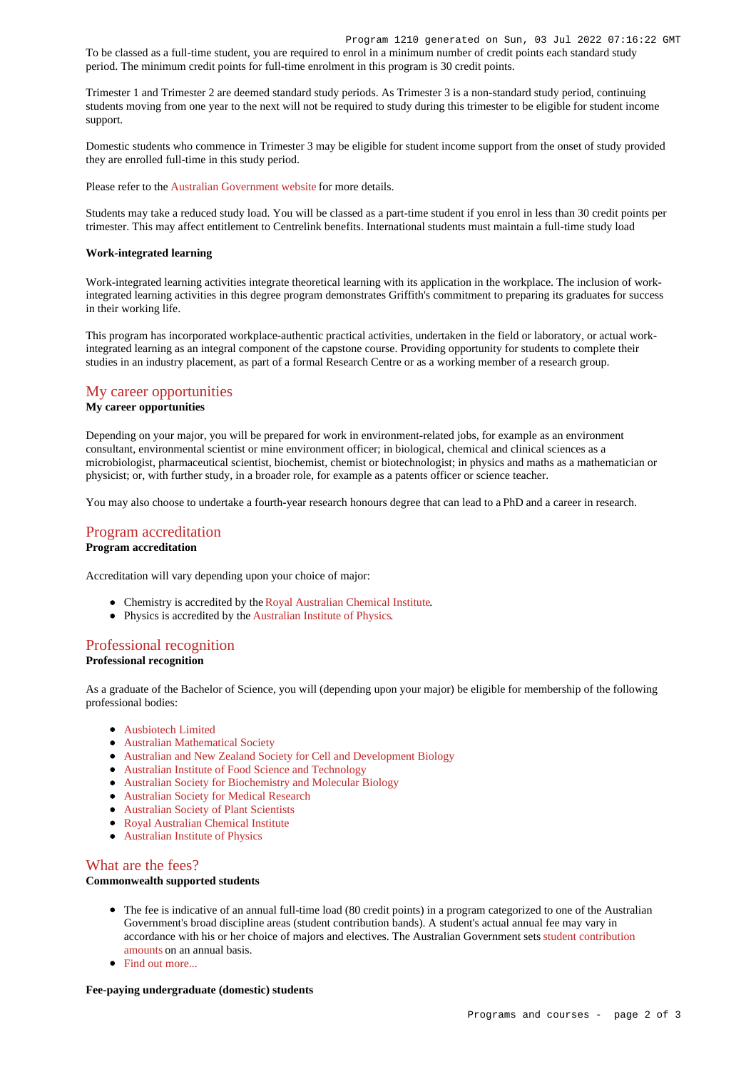To be classed as a full-time student, you are required to enrol in a minimum number of credit points each standard study period. The minimum credit points for full-time enrolment in this program is 30 credit points.

Trimester 1 and Trimester 2 are deemed standard study periods. As Trimester 3 is a non-standard study period, continuing students moving from one year to the next will not be required to study during this trimester to be eligible for student income support.

Domestic students who commence in Trimester 3 may be eligible for student income support from the onset of study provided they are enrolled full-time in this study period.

Please refer to the Australian Government website for more details.

Students may take a reduced study load. You will be classed as a part-time student if you enrol in less than 30 credit points per trimester. This may affect entitlement to Centrelink benefits. International students must maintain a full-time study load

**Work-integrated learning**

Work-integrated learning activities integrate theoretical learning with its application in the workplace. The inclusion of work-integrated learning activities in this degree program demonstrates Griffith's commitment to preparing its graduates for success in their working life.

This program has incorporated workplace-authentic practical activities, undertaken in the field or laboratory, or actual work-integrated learning as an integral component of the capstone course. Providing opportunity for students to complete their studies in an industry placement, as part of a formal Research Centre or as a working member of a research group.

## My career opportunities

**My career opportunities**

Depending on your major, you will be prepared for work in environment-related jobs, for example as an environment consultant, environmental scientist or mine environment officer; in biological, chemical and clinical sciences as a microbiologist, pharmaceutical scientist, biochemist, chemist or biotechnologist; in physics and maths as a mathematician or physicist; or, with further study, in a broader role, for example as a patents officer or science teacher.

You may also choose to undertake a fourth-year research honours degree that can lead to a PhD and a career in research.

## Program accreditation

**Program accreditation**

Accreditation will vary depending upon your choice of major:

- Chemistry is accredited by the Royal Australian Chemical Institute.
- Physics is accredited by the Australian Institute of Physics.

## Professional recognition

**Professional recognition**

As a graduate of the Bachelor of Science, you will (depending upon your major) be eligible for membership of the following professional bodies:

- Ausbiotech Limited
- Australian Mathematical Society
- Australian and New Zealand Society for Cell and Development Biology
- Australian Institute of Food Science and Technology
- Australian Society for Biochemistry and Molecular Biology
- Australian Society for Medical Research
- Australian Society of Plant Scientists
- Royal Australian Chemical Institute
- Australian Institute of Physics

## What are the fees?

**Commonwealth supported students**

- The fee is indicative of an annual full-time load (80 credit points) in a program categorized to one of the Australian Government's broad discipline areas (student contribution bands). A student's actual annual fee may vary in accordance with his or her choice of majors and electives. The Australian Government sets student contribution amounts on an annual basis.
- Find out more...

**Fee-paying undergraduate (domestic) students**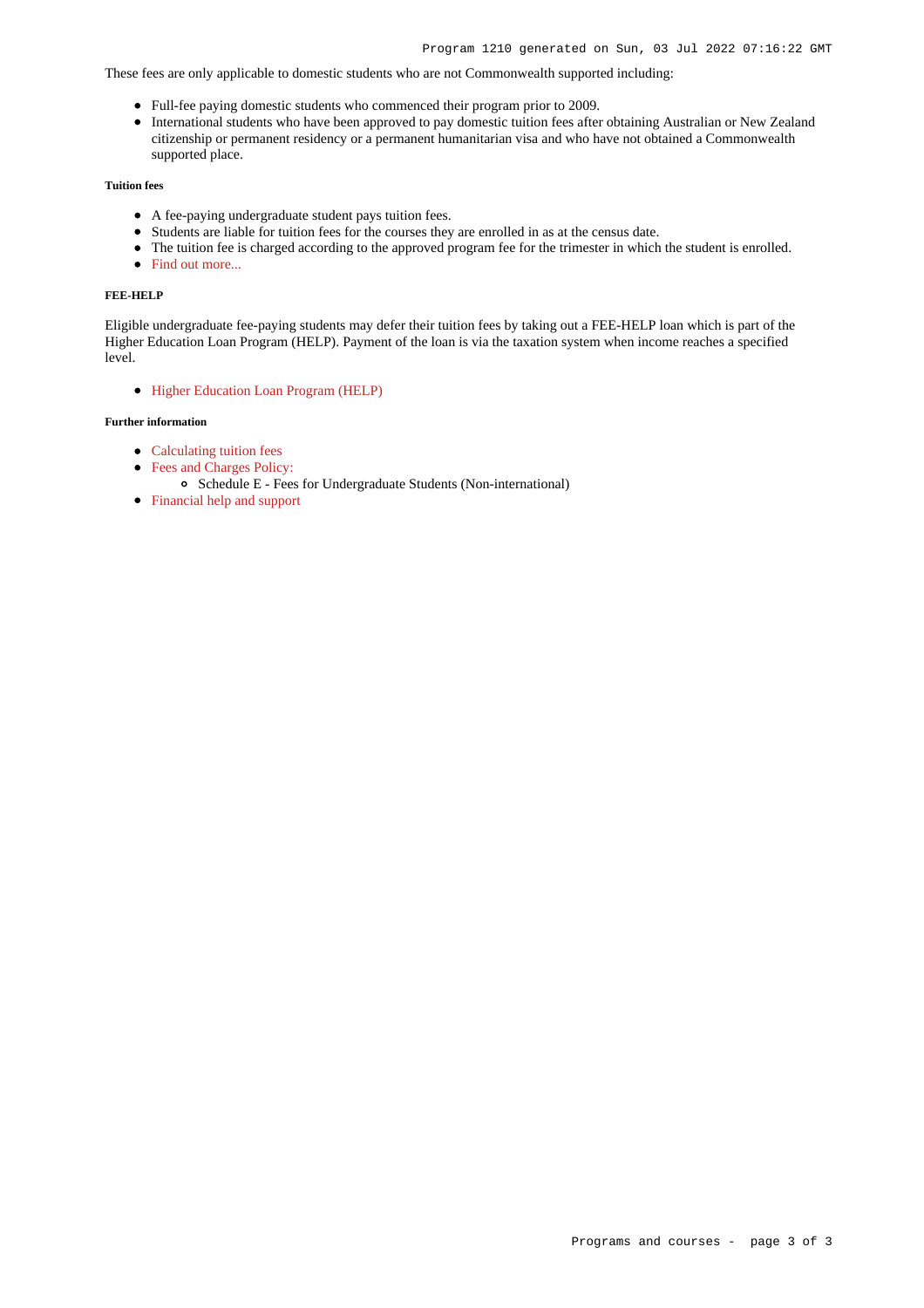These fees are only applicable to domestic students who are not Commonwealth supported including:

- Full-fee paying domestic students who commenced their program prior to 2009.
- International students who have been approved to pay domestic tuition fees after obtaining Australian or New Zealand citizenship or permanent residency or a permanent humanitarian visa and who have not obtained a Commonwealth supported place.

#### Tuition fees

- A fee-paying undergraduate student pays tuition fees.
- Students are liable for tuition fees for the courses they are enrolled in as at the census date.
- The tuition fee is charged according to the approved program fee for the trimester in which the student is enrolled.
- Find out more...

#### FEE-HELP

Eligible undergraduate fee-paying students may defer their tuition fees by taking out a FEE-HELP loan which is part of the Higher Education Loan Program (HELP). Payment of the loan is via the taxation system when income reaches a specified level.

- Higher Education Loan Program (HELP)

#### Further information

- Calculating tuition fees
- Fees and Charges Policy:
    - Schedule E - Fees for Undergraduate Students (Non-international)
- Financial help and support